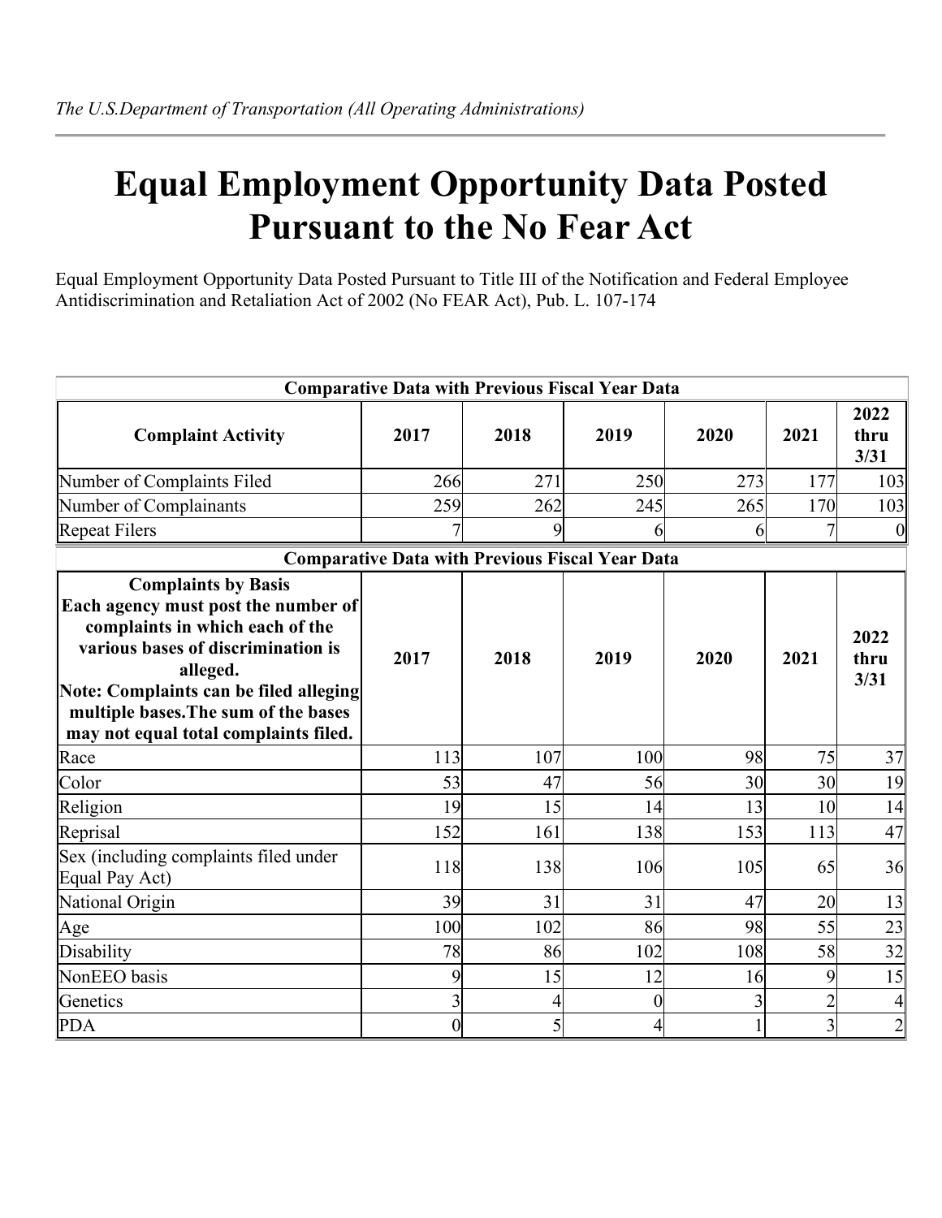*The U.S.Department of Transportation (All Operating Administrations)*

# Equal Employment Opportunity Data Posted Pursuant to the No Fear Act

Equal Employment Opportunity Data Posted Pursuant to Title III of the Notification and Federal Employee Antidiscrimination and Retaliation Act of 2002 (No FEAR Act), Pub. L. 107-174

**Comparative Data with Previous Fiscal Year Data**

| Complaint Activity | 2017 | 2018 | 2019 | 2020 | 2021 | 2022 thru 3/31 |
|---|---|---|---|---|---|---|
| Number of Complaints Filed | 266 | 271 | 250 | 273 | 177 | 103 |
| Number of Complainants | 259 | 262 | 245 | 265 | 170 | 103 |
| Repeat Filers | 7 | 9 | 6 | 6 | 7 | 0 |

**Comparative Data with Previous Fiscal Year Data**

| Complaints by Basis<br>Each agency must post the number of complaints in which each of the various bases of discrimination is alleged.<br>Note: Complaints can be filed alleging multiple bases.The sum of the bases may not equal total complaints filed. | 2017 | 2018 | 2019 | 2020 | 2021 | 2022 thru 3/31 |
|---|---|---|---|---|---|---|
| Race | 113 | 107 | 100 | 98 | 75 | 37 |
| Color | 53 | 47 | 56 | 30 | 30 | 19 |
| Religion | 19 | 15 | 14 | 13 | 10 | 14 |
| Reprisal | 152 | 161 | 138 | 153 | 113 | 47 |
| Sex (including complaints filed under Equal Pay Act) | 118 | 138 | 106 | 105 | 65 | 36 |
| National Origin | 39 | 31 | 31 | 47 | 20 | 13 |
| Age | 100 | 102 | 86 | 98 | 55 | 23 |
| Disability | 78 | 86 | 102 | 108 | 58 | 32 |
| NonEEO basis | 9 | 15 | 12 | 16 | 9 | 15 |
| Genetics | 3 | 4 | 0 | 3 | 2 | 4 |
| PDA | 0 | 5 | 4 | 1 | 3 | 2 |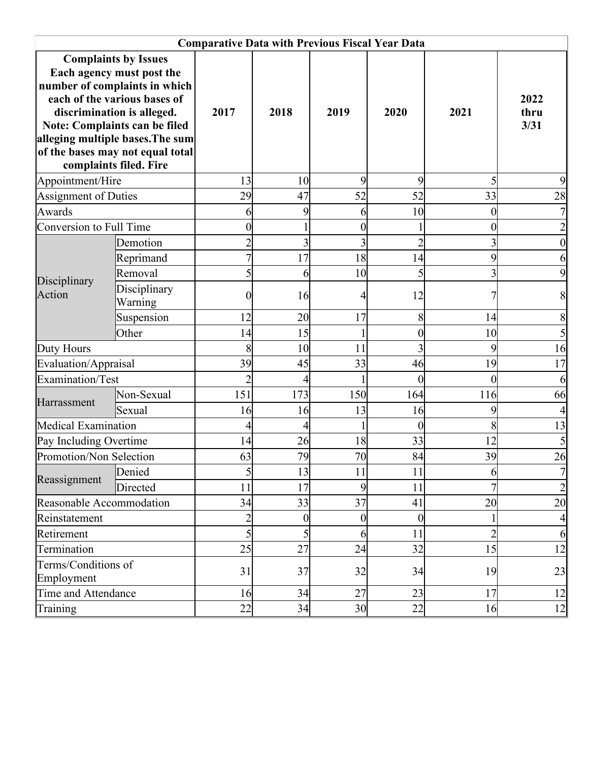| Comparative Data with Previous Fiscal Year Data | | | | | | | |
|---|---|---|---|---|---|---|---|
| **Complaints by Issues Each agency must post the number of complaints in which each of the various bases of discrimination is alleged. Note: Complaints can be filed alleging multiple bases.The sum of the bases may not equal total complaints filed. Fire** | | **2017** | **2018** | **2019** | **2020** | **2021** | **2022 thru 3/31** |
| Appointment/Hire | | 13 | 10 | 9 | 9 | 5 | 9 |
| Assignment of Duties | | 29 | 47 | 52 | 52 | 33 | 28 |
| Awards | | 6 | 9 | 6 | 10 | 0 | 7 |
| Conversion to Full Time | | 0 | 1 | 0 | 1 | 0 | 2 |
| Disciplinary Action | Demotion | 2 | 3 | 3 | 2 | 3 | 0 |
| | Reprimand | 7 | 17 | 18 | 14 | 9 | 6 |
| | Removal | 5 | 6 | 10 | 5 | 3 | 9 |
| | Disciplinary Warning | 0 | 16 | 4 | 12 | 7 | 8 |
| | Suspension | 12 | 20 | 17 | 8 | 14 | 8 |
| | Other | 14 | 15 | 1 | 0 | 10 | 5 |
| Duty Hours | | 8 | 10 | 11 | 3 | 9 | 16 |
| Evaluation/Appraisal | | 39 | 45 | 33 | 46 | 19 | 17 |
| Examination/Test | | 2 | 4 | 1 | 0 | 0 | 6 |
| Harrassment | Non-Sexual | 151 | 173 | 150 | 164 | 116 | 66 |
| | Sexual | 16 | 16 | 13 | 16 | 9 | 4 |
| Medical Examination | | 4 | 4 | 1 | 0 | 8 | 13 |
| Pay Including Overtime | | 14 | 26 | 18 | 33 | 12 | 5 |
| Promotion/Non Selection | | 63 | 79 | 70 | 84 | 39 | 26 |
| Reassignment | Denied | 5 | 13 | 11 | 11 | 6 | 7 |
| | Directed | 11 | 17 | 9 | 11 | 7 | 2 |
| Reasonable Accommodation | | 34 | 33 | 37 | 41 | 20 | 20 |
| Reinstatement | | 2 | 0 | 0 | 0 | 1 | 4 |
| Retirement | | 5 | 5 | 6 | 11 | 2 | 6 |
| Termination | | 25 | 27 | 24 | 32 | 15 | 12 |
| Terms/Conditions of Employment | | 31 | 37 | 32 | 34 | 19 | 23 |
| Time and Attendance | | 16 | 34 | 27 | 23 | 17 | 12 |
| Training | | 22 | 34 | 30 | 22 | 16 | 12 |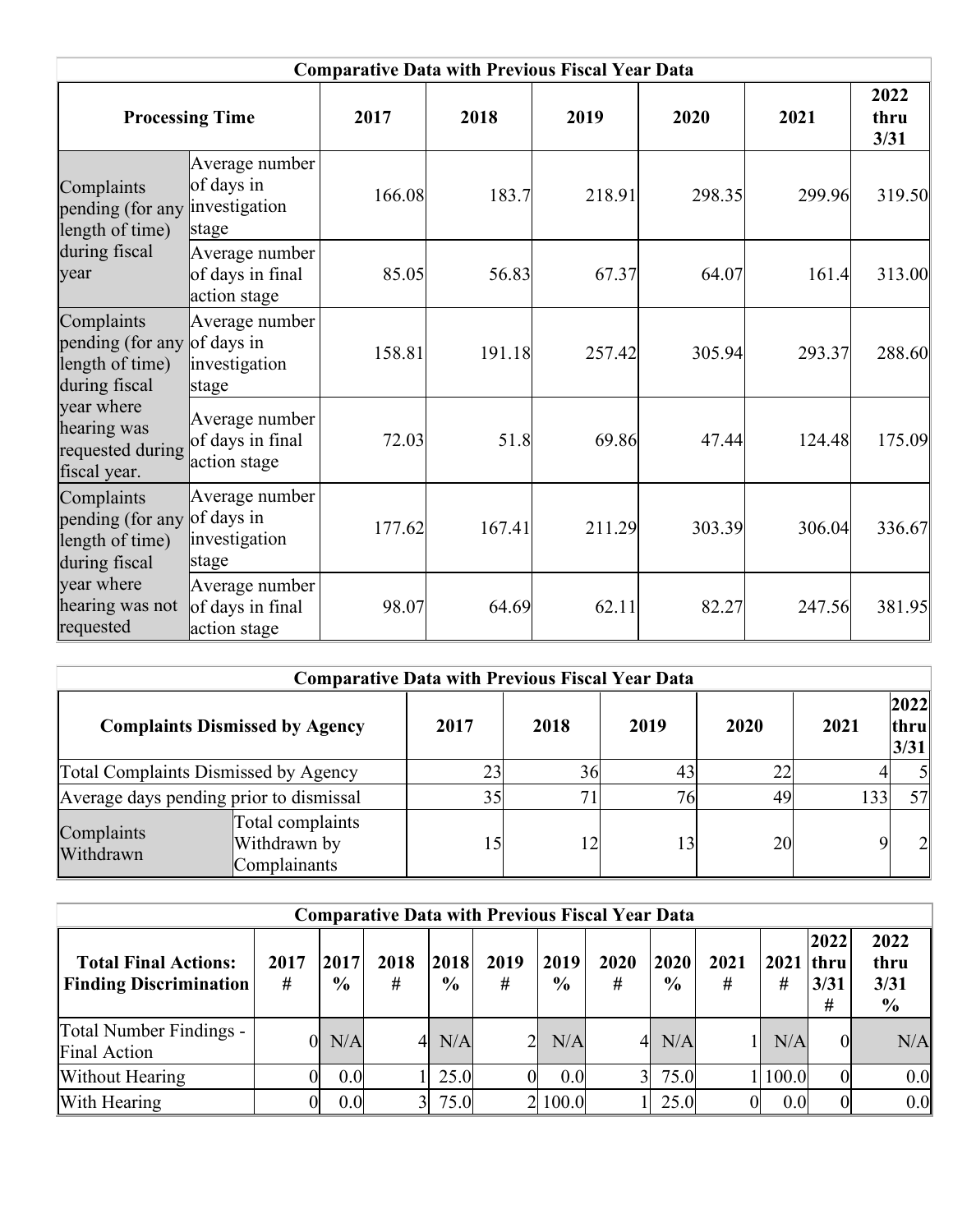| Comparative Data with Previous Fiscal Year Data | | | | | | | |
|---|---|---|---|---|---|---|---|
| **Processing Time** | | **2017** | **2018** | **2019** | **2020** | **2021** | **2022 thru 3/31** |
| Complaints pending (for any length of time) during fiscal year | Average number of days in investigation stage | 166.08 | 183.7 | 218.91 | 298.35 | 299.96 | 319.50 |
| | Average number of days in final action stage | 85.05 | 56.83 | 67.37 | 64.07 | 161.4 | 313.00 |
| Complaints pending (for any length of time) during fiscal year where hearing was requested during fiscal year. | Average number of days in investigation stage | 158.81 | 191.18 | 257.42 | 305.94 | 293.37 | 288.60 |
| | Average number of days in final action stage | 72.03 | 51.8 | 69.86 | 47.44 | 124.48 | 175.09 |
| Complaints pending (for any length of time) during fiscal year where hearing was not requested | Average number of days in investigation stage | 177.62 | 167.41 | 211.29 | 303.39 | 306.04 | 336.67 |
| | Average number of days in final action stage | 98.07 | 64.69 | 62.11 | 82.27 | 247.56 | 381.95 |

| Comparative Data with Previous Fiscal Year Data | | | | | | | |
|---|---|---|---|---|---|---|---|
| **Complaints Dismissed by Agency** | | **2017** | **2018** | **2019** | **2020** | **2021** | **2022 thru 3/31** |
| Total Complaints Dismissed by Agency | | 23 | 36 | 43 | 22 | 4 | 5 |
| Average days pending prior to dismissal | | 35 | 71 | 76 | 49 | 133 | 57 |
| Complaints Withdrawn | Total complaints Withdrawn by Complainants | 15 | 12 | 13 | 20 | 9 | 2 |

| Comparative Data with Previous Fiscal Year Data | | | | | | | | | | | | |
|---|---|---|---|---|---|---|---|---|---|---|---|---|
| **Total Final Actions: Finding Discrimination** | **2017 #** | **2017 %** | **2018 #** | **2018 %** | **2019 #** | **2019 %** | **2020 #** | **2020 %** | **2021 #** | **2021 #** | **2022 thru 3/31 #** | **2022 thru 3/31 %** |
| Total Number Findings - Final Action | 0 | N/A | 4 | N/A | 2 | N/A | 4 | N/A | 1 | N/A | 0 | N/A |
| Without Hearing | 0 | 0.0 | 1 | 25.0 | 0 | 0.0 | 3 | 75.0 | 1 | 100.0 | 0 | 0.0 |
| With Hearing | 0 | 0.0 | 3 | 75.0 | 2 | 100.0 | 1 | 25.0 | 0 | 0.0 | 0 | 0.0 |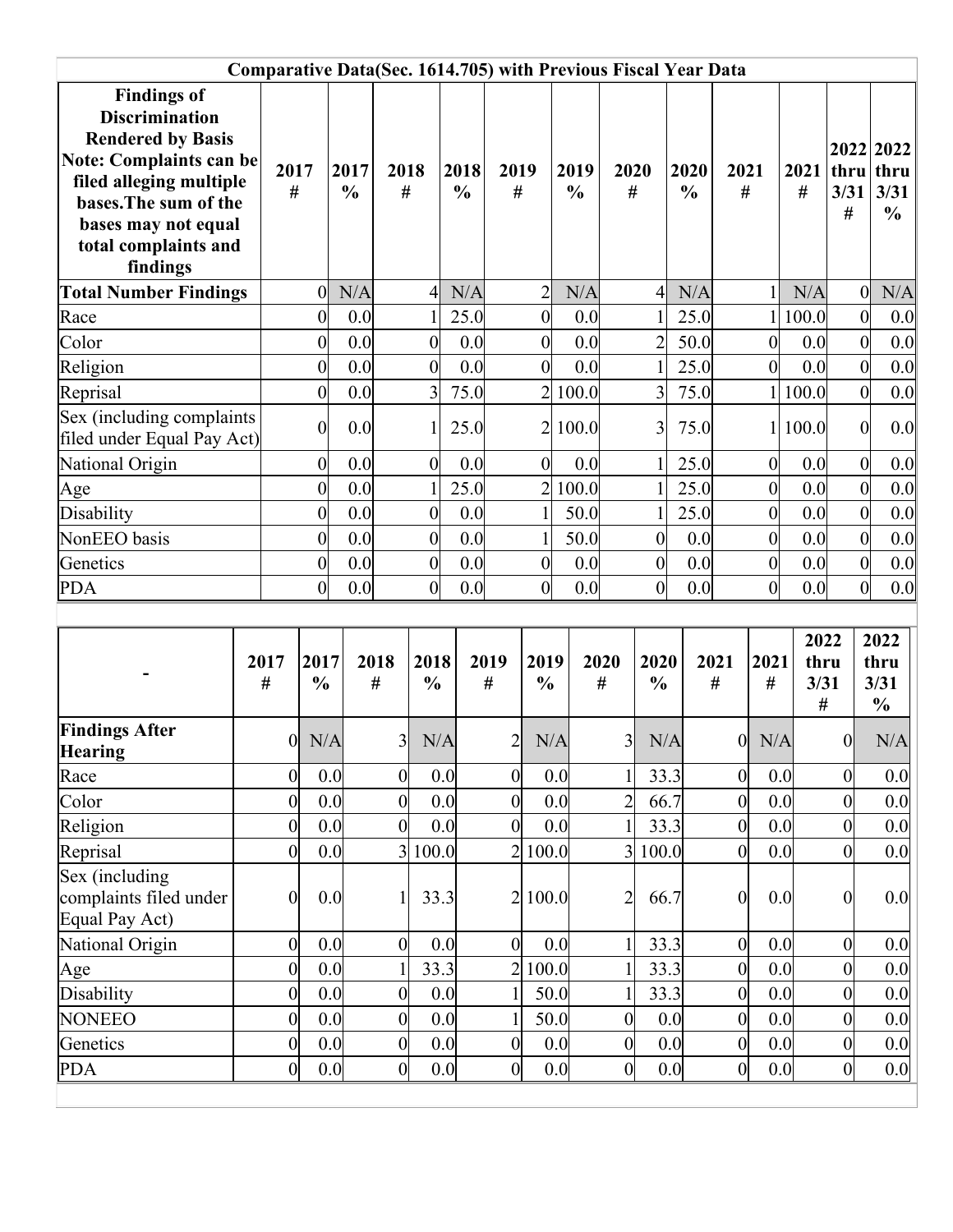| Comparative Data(Sec. 1614.705) with Previous Fiscal Year Data | | | | | | | | | | | | | |
|---|---|---|---|---|---|---|---|---|---|---|---|---|---|
| **Findings of Discrimination Rendered by Basis Note: Complaints can be filed alleging multiple bases.The sum of the bases may not equal total complaints and findings** | **2017 #** | **2017 %** | **2018 #** | **2018 %** | **2019 #** | **2019 %** | **2020 #** | **2020 %** | **2021 #** | **2021 #** | **2022 thru 3/31 #** | **2022 thru 3/31 %** |
| **Total Number Findings** | 0 | N/A | 4 | N/A | 2 | N/A | 4 | N/A | 1 | N/A | 0 | N/A |
| Race | 0 | 0.0 | 1 | 25.0 | 0 | 0.0 | 1 | 25.0 | 1 | 100.0 | 0 | 0.0 |
| Color | 0 | 0.0 | 0 | 0.0 | 0 | 0.0 | 2 | 50.0 | 0 | 0.0 | 0 | 0.0 |
| Religion | 0 | 0.0 | 0 | 0.0 | 0 | 0.0 | 1 | 25.0 | 0 | 0.0 | 0 | 0.0 |
| Reprisal | 0 | 0.0 | 3 | 75.0 | 2 | 100.0 | 3 | 75.0 | 1 | 100.0 | 0 | 0.0 |
| Sex (including complaints filed under Equal Pay Act) | 0 | 0.0 | 1 | 25.0 | 2 | 100.0 | 3 | 75.0 | 1 | 100.0 | 0 | 0.0 |
| National Origin | 0 | 0.0 | 0 | 0.0 | 0 | 0.0 | 1 | 25.0 | 0 | 0.0 | 0 | 0.0 |
| Age | 0 | 0.0 | 1 | 25.0 | 2 | 100.0 | 1 | 25.0 | 0 | 0.0 | 0 | 0.0 |
| Disability | 0 | 0.0 | 0 | 0.0 | 1 | 50.0 | 1 | 25.0 | 0 | 0.0 | 0 | 0.0 |
| NonEEO basis | 0 | 0.0 | 0 | 0.0 | 1 | 50.0 | 0 | 0.0 | 0 | 0.0 | 0 | 0.0 |
| Genetics | 0 | 0.0 | 0 | 0.0 | 0 | 0.0 | 0 | 0.0 | 0 | 0.0 | 0 | 0.0 |
| PDA | 0 | 0.0 | 0 | 0.0 | 0 | 0.0 | 0 | 0.0 | 0 | 0.0 | 0 | 0.0 |

| - | **2017 #** | **2017 %** | **2018 #** | **2018 %** | **2019 #** | **2019 %** | **2020 #** | **2020 %** | **2021 #** | **2021 #** | **2022 thru 3/31 #** | **2022 thru 3/31 %** |
|---|---|---|---|---|---|---|---|---|---|---|---|---|
| **Findings After Hearing** | 0 | N/A | 3 | N/A | 2 | N/A | 3 | N/A | 0 | N/A | 0 | N/A |
| Race | 0 | 0.0 | 0 | 0.0 | 0 | 0.0 | 1 | 33.3 | 0 | 0.0 | 0 | 0.0 |
| Color | 0 | 0.0 | 0 | 0.0 | 0 | 0.0 | 2 | 66.7 | 0 | 0.0 | 0 | 0.0 |
| Religion | 0 | 0.0 | 0 | 0.0 | 0 | 0.0 | 1 | 33.3 | 0 | 0.0 | 0 | 0.0 |
| Reprisal | 0 | 0.0 | 3 | 100.0 | 2 | 100.0 | 3 | 100.0 | 0 | 0.0 | 0 | 0.0 |
| Sex (including complaints filed under Equal Pay Act) | 0 | 0.0 | 1 | 33.3 | 2 | 100.0 | 2 | 66.7 | 0 | 0.0 | 0 | 0.0 |
| National Origin | 0 | 0.0 | 0 | 0.0 | 0 | 0.0 | 1 | 33.3 | 0 | 0.0 | 0 | 0.0 |
| Age | 0 | 0.0 | 1 | 33.3 | 2 | 100.0 | 1 | 33.3 | 0 | 0.0 | 0 | 0.0 |
| Disability | 0 | 0.0 | 0 | 0.0 | 1 | 50.0 | 1 | 33.3 | 0 | 0.0 | 0 | 0.0 |
| NONEEO | 0 | 0.0 | 0 | 0.0 | 1 | 50.0 | 0 | 0.0 | 0 | 0.0 | 0 | 0.0 |
| Genetics | 0 | 0.0 | 0 | 0.0 | 0 | 0.0 | 0 | 0.0 | 0 | 0.0 | 0 | 0.0 |
| PDA | 0 | 0.0 | 0 | 0.0 | 0 | 0.0 | 0 | 0.0 | 0 | 0.0 | 0 | 0.0 |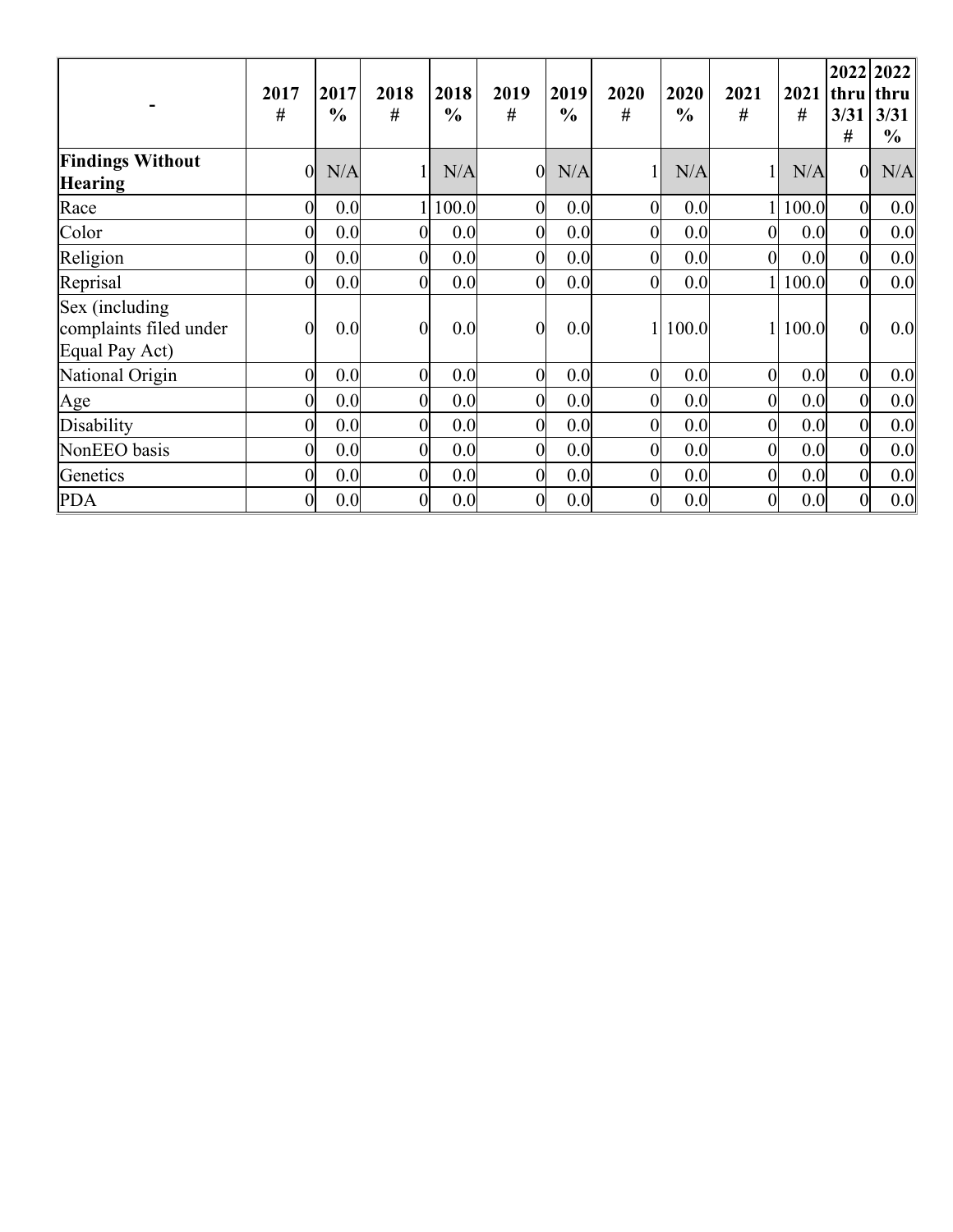| - | 2017 # | 2017 % | 2018 # | 2018 % | 2019 # | 2019 % | 2020 # | 2020 % | 2021 # | 2021 # | 2022 thru 3/31 # | 2022 thru 3/31 % |
|---|---|---|---|---|---|---|---|---|---|---|---|---|
| **Findings Without Hearing** | 0 | N/A | 1 | N/A | 0 | N/A | 1 | N/A | 1 | N/A | 0 | N/A |
| Race | 0 | 0.0 | 1 | 100.0 | 0 | 0.0 | 0 | 0.0 | 1 | 100.0 | 0 | 0.0 |
| Color | 0 | 0.0 | 0 | 0.0 | 0 | 0.0 | 0 | 0.0 | 0 | 0.0 | 0 | 0.0 |
| Religion | 0 | 0.0 | 0 | 0.0 | 0 | 0.0 | 0 | 0.0 | 0 | 0.0 | 0 | 0.0 |
| Reprisal | 0 | 0.0 | 0 | 0.0 | 0 | 0.0 | 0 | 0.0 | 1 | 100.0 | 0 | 0.0 |
| Sex (including complaints filed under Equal Pay Act) | 0 | 0.0 | 0 | 0.0 | 0 | 0.0 | 1 | 100.0 | 1 | 100.0 | 0 | 0.0 |
| National Origin | 0 | 0.0 | 0 | 0.0 | 0 | 0.0 | 0 | 0.0 | 0 | 0.0 | 0 | 0.0 |
| Age | 0 | 0.0 | 0 | 0.0 | 0 | 0.0 | 0 | 0.0 | 0 | 0.0 | 0 | 0.0 |
| Disability | 0 | 0.0 | 0 | 0.0 | 0 | 0.0 | 0 | 0.0 | 0 | 0.0 | 0 | 0.0 |
| NonEEO basis | 0 | 0.0 | 0 | 0.0 | 0 | 0.0 | 0 | 0.0 | 0 | 0.0 | 0 | 0.0 |
| Genetics | 0 | 0.0 | 0 | 0.0 | 0 | 0.0 | 0 | 0.0 | 0 | 0.0 | 0 | 0.0 |
| PDA | 0 | 0.0 | 0 | 0.0 | 0 | 0.0 | 0 | 0.0 | 0 | 0.0 | 0 | 0.0 |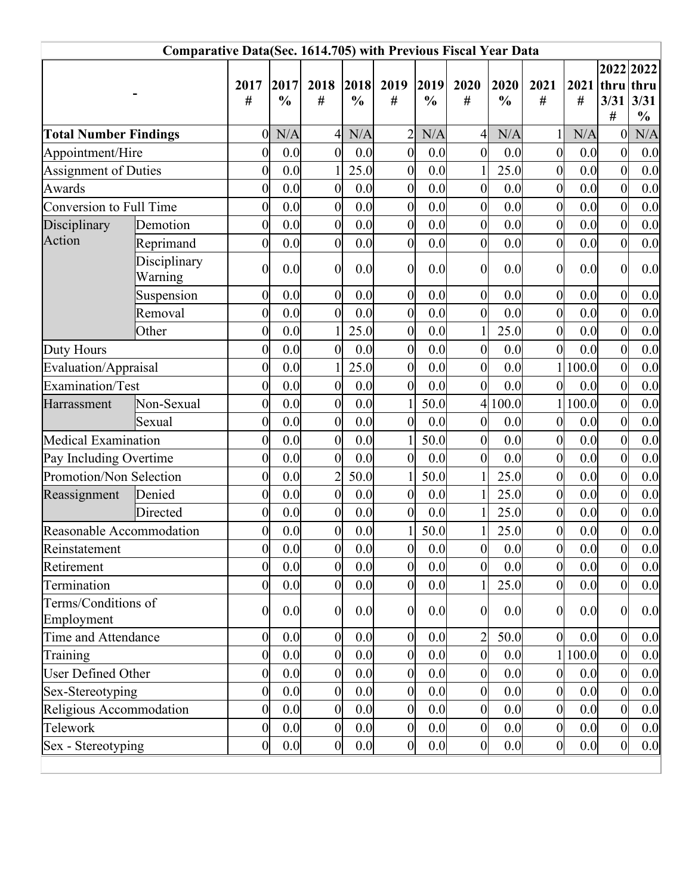| Comparative Data(Sec. 1614.705) with Previous Fiscal Year Data | | | | | | | | | | | | | |
|---|---|---|---|---|---|---|---|---|---|---|---|---|---|
| - | | 2017 # | 2017 % | 2018 # | 2018 % | 2019 # | 2019 % | 2020 # | 2020 % | 2021 # | 2021 # | 2022 thru 3/31 # | 2022 thru 3/31 % |
| **Total Number Findings** | | 0 | N/A | 4 | N/A | 2 | N/A | 4 | N/A | 1 | N/A | 0 | N/A |
| Appointment/Hire | | 0 | 0.0 | 0 | 0.0 | 0 | 0.0 | 0 | 0.0 | 0 | 0.0 | 0 | 0.0 |
| Assignment of Duties | | 0 | 0.0 | 1 | 25.0 | 0 | 0.0 | 1 | 25.0 | 0 | 0.0 | 0 | 0.0 |
| Awards | | 0 | 0.0 | 0 | 0.0 | 0 | 0.0 | 0 | 0.0 | 0 | 0.0 | 0 | 0.0 |
| Conversion to Full Time | | 0 | 0.0 | 0 | 0.0 | 0 | 0.0 | 0 | 0.0 | 0 | 0.0 | 0 | 0.0 |
| Disciplinary Action | Demotion | 0 | 0.0 | 0 | 0.0 | 0 | 0.0 | 0 | 0.0 | 0 | 0.0 | 0 | 0.0 |
| | Reprimand | 0 | 0.0 | 0 | 0.0 | 0 | 0.0 | 0 | 0.0 | 0 | 0.0 | 0 | 0.0 |
| | Disciplinary Warning | 0 | 0.0 | 0 | 0.0 | 0 | 0.0 | 0 | 0.0 | 0 | 0.0 | 0 | 0.0 |
| | Suspension | 0 | 0.0 | 0 | 0.0 | 0 | 0.0 | 0 | 0.0 | 0 | 0.0 | 0 | 0.0 |
| | Removal | 0 | 0.0 | 0 | 0.0 | 0 | 0.0 | 0 | 0.0 | 0 | 0.0 | 0 | 0.0 |
| | Other | 0 | 0.0 | 1 | 25.0 | 0 | 0.0 | 1 | 25.0 | 0 | 0.0 | 0 | 0.0 |
| Duty Hours | | 0 | 0.0 | 0 | 0.0 | 0 | 0.0 | 0 | 0.0 | 0 | 0.0 | 0 | 0.0 |
| Evaluation/Appraisal | | 0 | 0.0 | 1 | 25.0 | 0 | 0.0 | 0 | 0.0 | 1 | 100.0 | 0 | 0.0 |
| Examination/Test | | 0 | 0.0 | 0 | 0.0 | 0 | 0.0 | 0 | 0.0 | 0 | 0.0 | 0 | 0.0 |
| Harrassment | Non-Sexual | 0 | 0.0 | 0 | 0.0 | 1 | 50.0 | 4 | 100.0 | 1 | 100.0 | 0 | 0.0 |
| | Sexual | 0 | 0.0 | 0 | 0.0 | 0 | 0.0 | 0 | 0.0 | 0 | 0.0 | 0 | 0.0 |
| Medical Examination | | 0 | 0.0 | 0 | 0.0 | 1 | 50.0 | 0 | 0.0 | 0 | 0.0 | 0 | 0.0 |
| Pay Including Overtime | | 0 | 0.0 | 0 | 0.0 | 0 | 0.0 | 0 | 0.0 | 0 | 0.0 | 0 | 0.0 |
| Promotion/Non Selection | | 0 | 0.0 | 2 | 50.0 | 1 | 50.0 | 1 | 25.0 | 0 | 0.0 | 0 | 0.0 |
| Reassignment | Denied | 0 | 0.0 | 0 | 0.0 | 0 | 0.0 | 1 | 25.0 | 0 | 0.0 | 0 | 0.0 |
| | Directed | 0 | 0.0 | 0 | 0.0 | 0 | 0.0 | 1 | 25.0 | 0 | 0.0 | 0 | 0.0 |
| Reasonable Accommodation | | 0 | 0.0 | 0 | 0.0 | 1 | 50.0 | 1 | 25.0 | 0 | 0.0 | 0 | 0.0 |
| Reinstatement | | 0 | 0.0 | 0 | 0.0 | 0 | 0.0 | 0 | 0.0 | 0 | 0.0 | 0 | 0.0 |
| Retirement | | 0 | 0.0 | 0 | 0.0 | 0 | 0.0 | 0 | 0.0 | 0 | 0.0 | 0 | 0.0 |
| Termination | | 0 | 0.0 | 0 | 0.0 | 0 | 0.0 | 1 | 25.0 | 0 | 0.0 | 0 | 0.0 |
| Terms/Conditions of Employment | | 0 | 0.0 | 0 | 0.0 | 0 | 0.0 | 0 | 0.0 | 0 | 0.0 | 0 | 0.0 |
| Time and Attendance | | 0 | 0.0 | 0 | 0.0 | 0 | 0.0 | 2 | 50.0 | 0 | 0.0 | 0 | 0.0 |
| Training | | 0 | 0.0 | 0 | 0.0 | 0 | 0.0 | 0 | 0.0 | 1 | 100.0 | 0 | 0.0 |
| User Defined Other | | 0 | 0.0 | 0 | 0.0 | 0 | 0.0 | 0 | 0.0 | 0 | 0.0 | 0 | 0.0 |
| Sex-Stereotyping | | 0 | 0.0 | 0 | 0.0 | 0 | 0.0 | 0 | 0.0 | 0 | 0.0 | 0 | 0.0 |
| Religious Accommodation | | 0 | 0.0 | 0 | 0.0 | 0 | 0.0 | 0 | 0.0 | 0 | 0.0 | 0 | 0.0 |
| Telework | | 0 | 0.0 | 0 | 0.0 | 0 | 0.0 | 0 | 0.0 | 0 | 0.0 | 0 | 0.0 |
| Sex - Stereotyping | | 0 | 0.0 | 0 | 0.0 | 0 | 0.0 | 0 | 0.0 | 0 | 0.0 | 0 | 0.0 |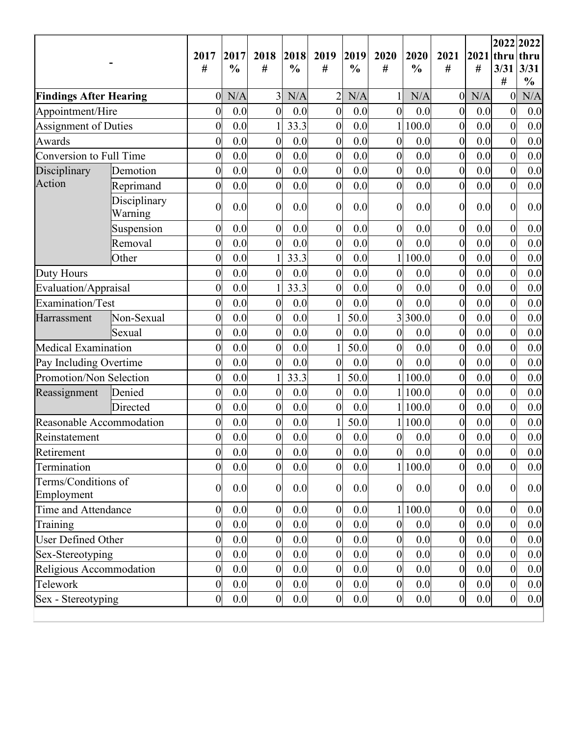| - | | 2017 # | 2017 % | 2018 # | 2018 % | 2019 # | 2019 % | 2020 # | 2020 % | 2021 # | 2021 # | 2022 thru 3/31 # | 2022 thru 3/31 % |
|---|---|---|---|---|---|---|---|---|---|---|---|---|---|
| **Findings After Hearing** | | 0 | N/A | 3 | N/A | 2 | N/A | 1 | N/A | 0 | N/A | 0 | N/A |
| Appointment/Hire | | 0 | 0.0 | 0 | 0.0 | 0 | 0.0 | 0 | 0.0 | 0 | 0.0 | 0 | 0.0 |
| Assignment of Duties | | 0 | 0.0 | 1 | 33.3 | 0 | 0.0 | 1 | 100.0 | 0 | 0.0 | 0 | 0.0 |
| Awards | | 0 | 0.0 | 0 | 0.0 | 0 | 0.0 | 0 | 0.0 | 0 | 0.0 | 0 | 0.0 |
| Conversion to Full Time | | 0 | 0.0 | 0 | 0.0 | 0 | 0.0 | 0 | 0.0 | 0 | 0.0 | 0 | 0.0 |
| Disciplinary Action | Demotion | 0 | 0.0 | 0 | 0.0 | 0 | 0.0 | 0 | 0.0 | 0 | 0.0 | 0 | 0.0 |
| | Reprimand | 0 | 0.0 | 0 | 0.0 | 0 | 0.0 | 0 | 0.0 | 0 | 0.0 | 0 | 0.0 |
| | Disciplinary Warning | 0 | 0.0 | 0 | 0.0 | 0 | 0.0 | 0 | 0.0 | 0 | 0.0 | 0 | 0.0 |
| | Suspension | 0 | 0.0 | 0 | 0.0 | 0 | 0.0 | 0 | 0.0 | 0 | 0.0 | 0 | 0.0 |
| | Removal | 0 | 0.0 | 0 | 0.0 | 0 | 0.0 | 0 | 0.0 | 0 | 0.0 | 0 | 0.0 |
| | Other | 0 | 0.0 | 1 | 33.3 | 0 | 0.0 | 1 | 100.0 | 0 | 0.0 | 0 | 0.0 |
| Duty Hours | | 0 | 0.0 | 0 | 0.0 | 0 | 0.0 | 0 | 0.0 | 0 | 0.0 | 0 | 0.0 |
| Evaluation/Appraisal | | 0 | 0.0 | 1 | 33.3 | 0 | 0.0 | 0 | 0.0 | 0 | 0.0 | 0 | 0.0 |
| Examination/Test | | 0 | 0.0 | 0 | 0.0 | 0 | 0.0 | 0 | 0.0 | 0 | 0.0 | 0 | 0.0 |
| Harrassment | Non-Sexual | 0 | 0.0 | 0 | 0.0 | 1 | 50.0 | 3 | 300.0 | 0 | 0.0 | 0 | 0.0 |
| | Sexual | 0 | 0.0 | 0 | 0.0 | 0 | 0.0 | 0 | 0.0 | 0 | 0.0 | 0 | 0.0 |
| Medical Examination | | 0 | 0.0 | 0 | 0.0 | 1 | 50.0 | 0 | 0.0 | 0 | 0.0 | 0 | 0.0 |
| Pay Including Overtime | | 0 | 0.0 | 0 | 0.0 | 0 | 0.0 | 0 | 0.0 | 0 | 0.0 | 0 | 0.0 |
| Promotion/Non Selection | | 0 | 0.0 | 1 | 33.3 | 1 | 50.0 | 1 | 100.0 | 0 | 0.0 | 0 | 0.0 |
| Reassignment | Denied | 0 | 0.0 | 0 | 0.0 | 0 | 0.0 | 1 | 100.0 | 0 | 0.0 | 0 | 0.0 |
| | Directed | 0 | 0.0 | 0 | 0.0 | 0 | 0.0 | 1 | 100.0 | 0 | 0.0 | 0 | 0.0 |
| Reasonable Accommodation | | 0 | 0.0 | 0 | 0.0 | 1 | 50.0 | 1 | 100.0 | 0 | 0.0 | 0 | 0.0 |
| Reinstatement | | 0 | 0.0 | 0 | 0.0 | 0 | 0.0 | 0 | 0.0 | 0 | 0.0 | 0 | 0.0 |
| Retirement | | 0 | 0.0 | 0 | 0.0 | 0 | 0.0 | 0 | 0.0 | 0 | 0.0 | 0 | 0.0 |
| Termination | | 0 | 0.0 | 0 | 0.0 | 0 | 0.0 | 1 | 100.0 | 0 | 0.0 | 0 | 0.0 |
| Terms/Conditions of Employment | | 0 | 0.0 | 0 | 0.0 | 0 | 0.0 | 0 | 0.0 | 0 | 0.0 | 0 | 0.0 |
| Time and Attendance | | 0 | 0.0 | 0 | 0.0 | 0 | 0.0 | 1 | 100.0 | 0 | 0.0 | 0 | 0.0 |
| Training | | 0 | 0.0 | 0 | 0.0 | 0 | 0.0 | 0 | 0.0 | 0 | 0.0 | 0 | 0.0 |
| User Defined Other | | 0 | 0.0 | 0 | 0.0 | 0 | 0.0 | 0 | 0.0 | 0 | 0.0 | 0 | 0.0 |
| Sex-Stereotyping | | 0 | 0.0 | 0 | 0.0 | 0 | 0.0 | 0 | 0.0 | 0 | 0.0 | 0 | 0.0 |
| Religious Accommodation | | 0 | 0.0 | 0 | 0.0 | 0 | 0.0 | 0 | 0.0 | 0 | 0.0 | 0 | 0.0 |
| Telework | | 0 | 0.0 | 0 | 0.0 | 0 | 0.0 | 0 | 0.0 | 0 | 0.0 | 0 | 0.0 |
| Sex - Stereotyping | | 0 | 0.0 | 0 | 0.0 | 0 | 0.0 | 0 | 0.0 | 0 | 0.0 | 0 | 0.0 |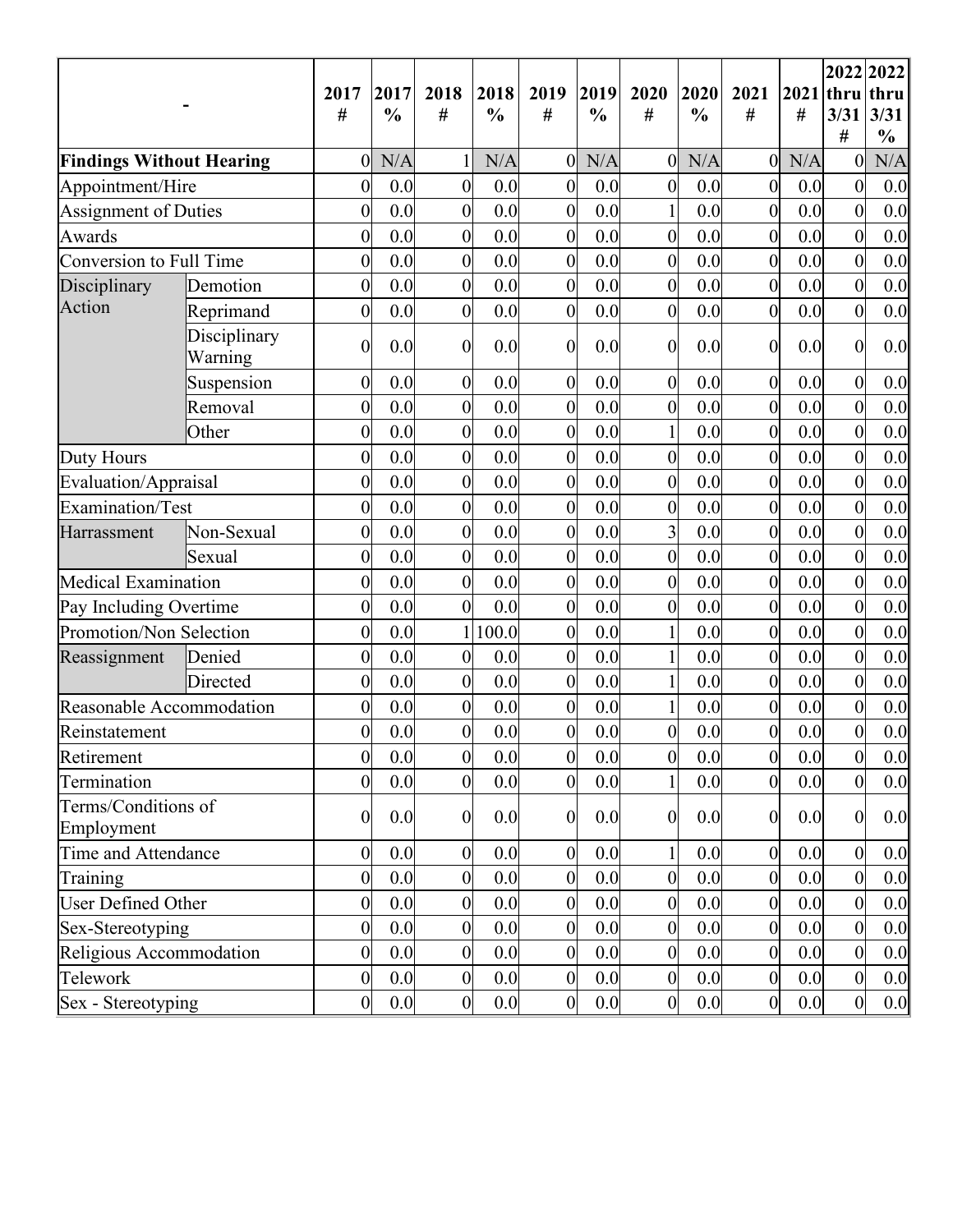| - | | 2017 # | 2017 % | 2018 # | 2018 % | 2019 # | 2019 % | 2020 # | 2020 % | 2021 # | 2021 # | 2022 thru 3/31 # | 2022 thru 3/31 % |
|---|---|---|---|---|---|---|---|---|---|---|---|---|---|
| **Findings Without Hearing** | | 0 | N/A | 1 | N/A | 0 | N/A | 0 | N/A | 0 | N/A | 0 | N/A |
| Appointment/Hire | | 0 | 0.0 | 0 | 0.0 | 0 | 0.0 | 0 | 0.0 | 0 | 0.0 | 0 | 0.0 |
| Assignment of Duties | | 0 | 0.0 | 0 | 0.0 | 0 | 0.0 | 1 | 0.0 | 0 | 0.0 | 0 | 0.0 |
| Awards | | 0 | 0.0 | 0 | 0.0 | 0 | 0.0 | 0 | 0.0 | 0 | 0.0 | 0 | 0.0 |
| Conversion to Full Time | | 0 | 0.0 | 0 | 0.0 | 0 | 0.0 | 0 | 0.0 | 0 | 0.0 | 0 | 0.0 |
| Disciplinary Action | Demotion | 0 | 0.0 | 0 | 0.0 | 0 | 0.0 | 0 | 0.0 | 0 | 0.0 | 0 | 0.0 |
| | Reprimand | 0 | 0.0 | 0 | 0.0 | 0 | 0.0 | 0 | 0.0 | 0 | 0.0 | 0 | 0.0 |
| | Disciplinary Warning | 0 | 0.0 | 0 | 0.0 | 0 | 0.0 | 0 | 0.0 | 0 | 0.0 | 0 | 0.0 |
| | Suspension | 0 | 0.0 | 0 | 0.0 | 0 | 0.0 | 0 | 0.0 | 0 | 0.0 | 0 | 0.0 |
| | Removal | 0 | 0.0 | 0 | 0.0 | 0 | 0.0 | 0 | 0.0 | 0 | 0.0 | 0 | 0.0 |
| | Other | 0 | 0.0 | 0 | 0.0 | 0 | 0.0 | 1 | 0.0 | 0 | 0.0 | 0 | 0.0 |
| Duty Hours | | 0 | 0.0 | 0 | 0.0 | 0 | 0.0 | 0 | 0.0 | 0 | 0.0 | 0 | 0.0 |
| Evaluation/Appraisal | | 0 | 0.0 | 0 | 0.0 | 0 | 0.0 | 0 | 0.0 | 0 | 0.0 | 0 | 0.0 |
| Examination/Test | | 0 | 0.0 | 0 | 0.0 | 0 | 0.0 | 0 | 0.0 | 0 | 0.0 | 0 | 0.0 |
| Harrassment | Non-Sexual | 0 | 0.0 | 0 | 0.0 | 0 | 0.0 | 3 | 0.0 | 0 | 0.0 | 0 | 0.0 |
| | Sexual | 0 | 0.0 | 0 | 0.0 | 0 | 0.0 | 0 | 0.0 | 0 | 0.0 | 0 | 0.0 |
| Medical Examination | | 0 | 0.0 | 0 | 0.0 | 0 | 0.0 | 0 | 0.0 | 0 | 0.0 | 0 | 0.0 |
| Pay Including Overtime | | 0 | 0.0 | 0 | 0.0 | 0 | 0.0 | 0 | 0.0 | 0 | 0.0 | 0 | 0.0 |
| Promotion/Non Selection | | 0 | 0.0 | 1 | 100.0 | 0 | 0.0 | 1 | 0.0 | 0 | 0.0 | 0 | 0.0 |
| Reassignment | Denied | 0 | 0.0 | 0 | 0.0 | 0 | 0.0 | 1 | 0.0 | 0 | 0.0 | 0 | 0.0 |
| | Directed | 0 | 0.0 | 0 | 0.0 | 0 | 0.0 | 1 | 0.0 | 0 | 0.0 | 0 | 0.0 |
| Reasonable Accommodation | | 0 | 0.0 | 0 | 0.0 | 0 | 0.0 | 1 | 0.0 | 0 | 0.0 | 0 | 0.0 |
| Reinstatement | | 0 | 0.0 | 0 | 0.0 | 0 | 0.0 | 0 | 0.0 | 0 | 0.0 | 0 | 0.0 |
| Retirement | | 0 | 0.0 | 0 | 0.0 | 0 | 0.0 | 0 | 0.0 | 0 | 0.0 | 0 | 0.0 |
| Termination | | 0 | 0.0 | 0 | 0.0 | 0 | 0.0 | 1 | 0.0 | 0 | 0.0 | 0 | 0.0 |
| Terms/Conditions of Employment | | 0 | 0.0 | 0 | 0.0 | 0 | 0.0 | 0 | 0.0 | 0 | 0.0 | 0 | 0.0 |
| Time and Attendance | | 0 | 0.0 | 0 | 0.0 | 0 | 0.0 | 1 | 0.0 | 0 | 0.0 | 0 | 0.0 |
| Training | | 0 | 0.0 | 0 | 0.0 | 0 | 0.0 | 0 | 0.0 | 0 | 0.0 | 0 | 0.0 |
| User Defined Other | | 0 | 0.0 | 0 | 0.0 | 0 | 0.0 | 0 | 0.0 | 0 | 0.0 | 0 | 0.0 |
| Sex-Stereotyping | | 0 | 0.0 | 0 | 0.0 | 0 | 0.0 | 0 | 0.0 | 0 | 0.0 | 0 | 0.0 |
| Religious Accommodation | | 0 | 0.0 | 0 | 0.0 | 0 | 0.0 | 0 | 0.0 | 0 | 0.0 | 0 | 0.0 |
| Telework | | 0 | 0.0 | 0 | 0.0 | 0 | 0.0 | 0 | 0.0 | 0 | 0.0 | 0 | 0.0 |
| Sex - Stereotyping | | 0 | 0.0 | 0 | 0.0 | 0 | 0.0 | 0 | 0.0 | 0 | 0.0 | 0 | 0.0 |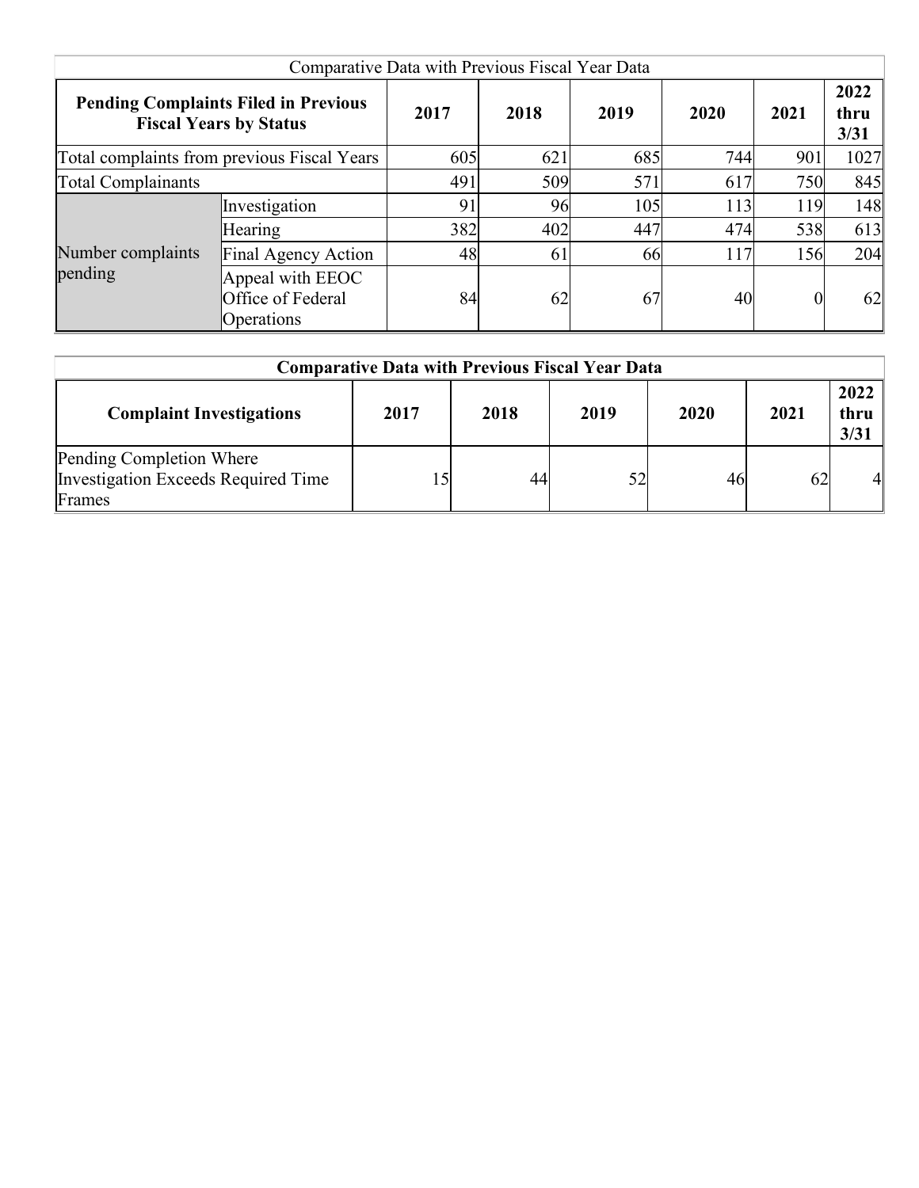| Comparative Data with Previous Fiscal Year Data | | | | | | | |
|---|---|---|---|---|---|---|---|
| **Pending Complaints Filed in Previous Fiscal Years by Status** | | **2017** | **2018** | **2019** | **2020** | **2021** | **2022 thru 3/31** |
| Total complaints from previous Fiscal Years | | 605 | 621 | 685 | 744 | 901 | 1027 |
| Total Complainants | | 491 | 509 | 571 | 617 | 750 | 845 |
| Number complaints pending | Investigation | 91 | 96 | 105 | 113 | 119 | 148 |
| | Hearing | 382 | 402 | 447 | 474 | 538 | 613 |
| | Final Agency Action | 48 | 61 | 66 | 117 | 156 | 204 |
| | Appeal with EEOC Office of Federal Operations | 84 | 62 | 67 | 40 | 0 | 62 |

| **Comparative Data with Previous Fiscal Year Data** | | | | | | |
|---|---|---|---|---|---|---|
| **Complaint Investigations** | **2017** | **2018** | **2019** | **2020** | **2021** | **2022 thru 3/31** |
| Pending Completion Where Investigation Exceeds Required Time Frames | 15 | 44 | 52 | 46 | 62 | 4 |